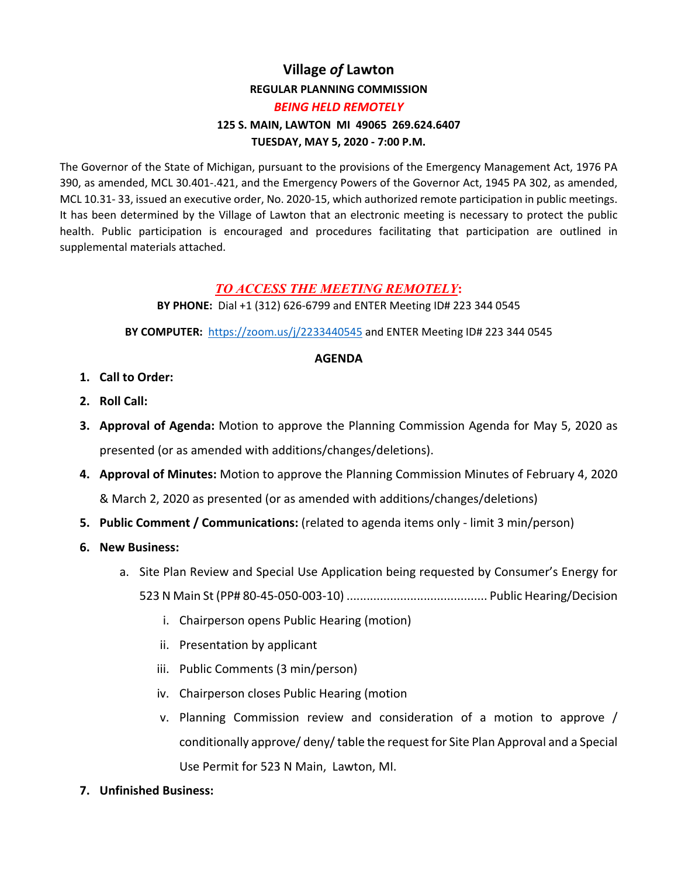# Village *of* Lawton

**REGULAR PLANNING COMMISSION**

***BEING HELD REMOTELY***

**125 S. MAIN, LAWTON MI 49065 269.624.6407**

**TUESDAY, MAY 5, 2020 - 7:00 P.M.**

The Governor of the State of Michigan, pursuant to the provisions of the Emergency Management Act, 1976 PA 390, as amended, MCL 30.401-.421, and the Emergency Powers of the Governor Act, 1945 PA 302, as amended, MCL 10.31- 33, issued an executive order, No. 2020-15, which authorized remote participation in public meetings. It has been determined by the Village of Lawton that an electronic meeting is necessary to protect the public health. Public participation is encouraged and procedures facilitating that participation are outlined in supplemental materials attached.

***TO ACCESS THE MEETING REMOTELY*:**

**BY PHONE:** Dial +1 (312) 626-6799 and ENTER Meeting ID# 223 344 0545

**BY COMPUTER:** https://zoom.us/j/2233440545 and ENTER Meeting ID# 223 344 0545

**AGENDA**

1. **Call to Order:**
2. **Roll Call:**
3. **Approval of Agenda:** Motion to approve the Planning Commission Agenda for May 5, 2020 as presented (or as amended with additions/changes/deletions).
4. **Approval of Minutes:** Motion to approve the Planning Commission Minutes of February 4, 2020 & March 2, 2020 as presented (or as amended with additions/changes/deletions)
5. **Public Comment / Communications:** (related to agenda items only - limit 3 min/person)
6. **New Business:**
   a. Site Plan Review and Special Use Application being requested by Consumer's Energy for 523 N Main St (PP# 80-45-050-003-10) .......................................... Public Hearing/Decision
      i. Chairperson opens Public Hearing (motion)
      ii. Presentation by applicant
      iii. Public Comments (3 min/person)
      iv. Chairperson closes Public Hearing (motion
      v. Planning Commission review and consideration of a motion to approve / conditionally approve/ deny/ table the request for Site Plan Approval and a Special Use Permit for 523 N Main, Lawton, MI.
7. **Unfinished Business:**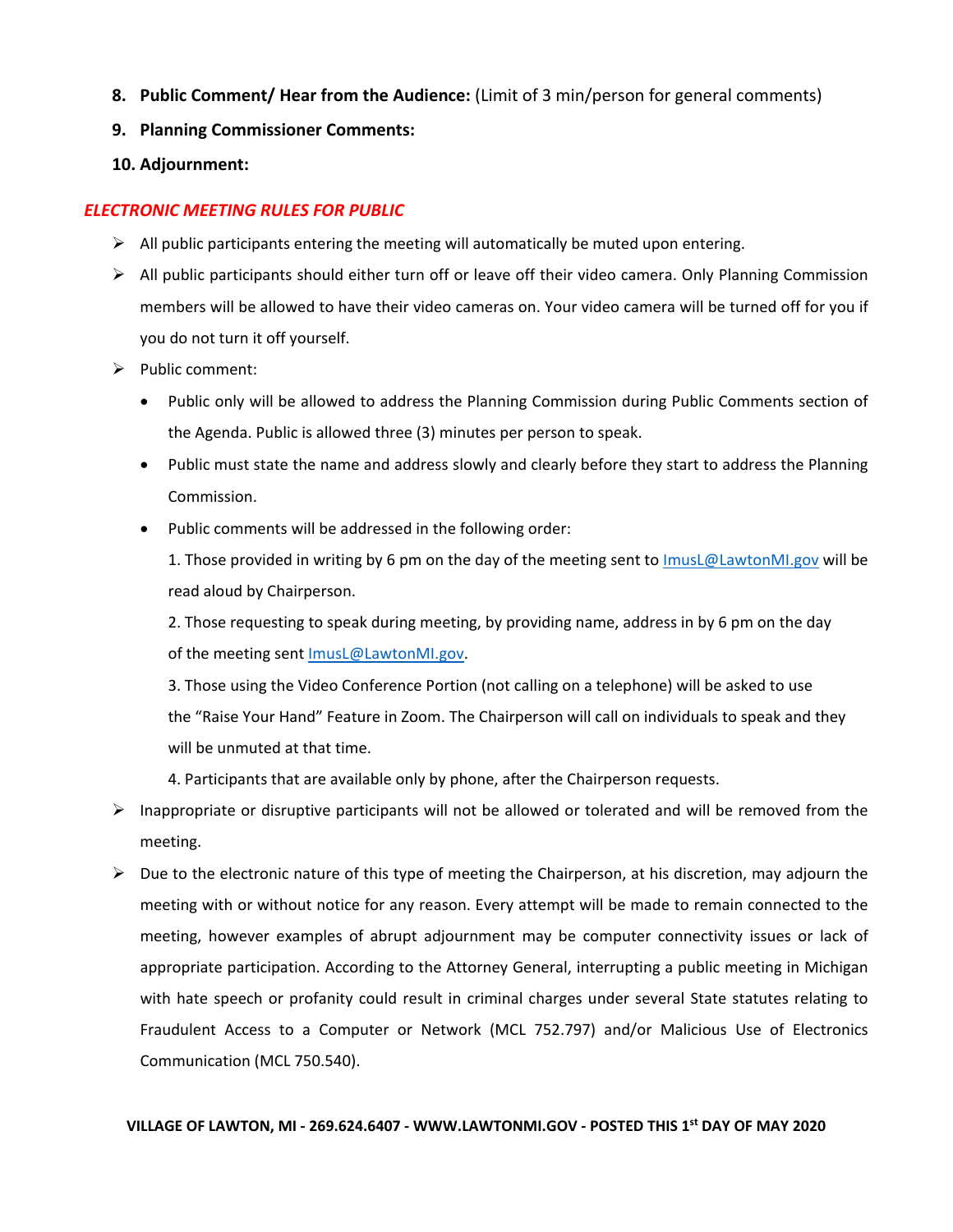8. **Public Comment/ Hear from the Audience:** (Limit of 3 min/person for general comments)
9. **Planning Commissioner Comments:**
10. **Adjournment:**

## *ELECTRONIC MEETING RULES FOR PUBLIC*

- All public participants entering the meeting will automatically be muted upon entering.
- All public participants should either turn off or leave off their video camera. Only Planning Commission members will be allowed to have their video cameras on. Your video camera will be turned off for you if you do not turn it off yourself.
- Public comment:
  - Public only will be allowed to address the Planning Commission during Public Comments section of the Agenda. Public is allowed three (3) minutes per person to speak.
  - Public must state the name and address slowly and clearly before they start to address the Planning Commission.
  - Public comments will be addressed in the following order:

    1. Those provided in writing by 6 pm on the day of the meeting sent to ImusL@LawtonMI.gov will be read aloud by Chairperson.

    2. Those requesting to speak during meeting, by providing name, address in by 6 pm on the day of the meeting sent ImusL@LawtonMI.gov.

    3. Those using the Video Conference Portion (not calling on a telephone) will be asked to use the "Raise Your Hand" Feature in Zoom. The Chairperson will call on individuals to speak and they will be unmuted at that time.

    4. Participants that are available only by phone, after the Chairperson requests.
- Inappropriate or disruptive participants will not be allowed or tolerated and will be removed from the meeting.
- Due to the electronic nature of this type of meeting the Chairperson, at his discretion, may adjourn the meeting with or without notice for any reason. Every attempt will be made to remain connected to the meeting, however examples of abrupt adjournment may be computer connectivity issues or lack of appropriate participation. According to the Attorney General, interrupting a public meeting in Michigan with hate speech or profanity could result in criminal charges under several State statutes relating to Fraudulent Access to a Computer or Network (MCL 752.797) and/or Malicious Use of Electronics Communication (MCL 750.540).

**VILLAGE OF LAWTON, MI - 269.624.6407 - WWW.LAWTONMI.GOV - POSTED THIS 1st DAY OF MAY 2020**